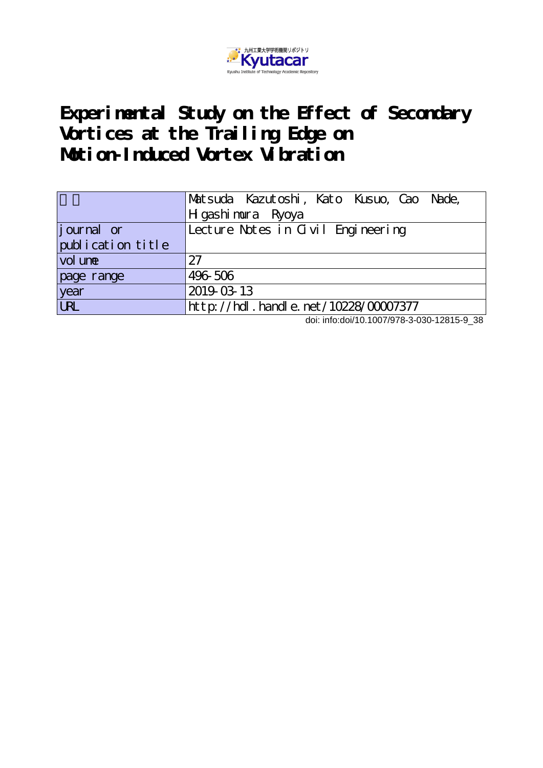九州工業大学学術機関リポジトリ
Kyutacar
Kyushu Institute of Technology Academic Repository

# Experimental Study on the Effect of Secondary Vortices at the Trailing Edge on Motion-Induced Vortex Vibration

| 著者 | Matsuda Kazutoshi, Kato Kusuo, Cao Nade, Higashimura Ryoya |
|---|---|
| journal or publication title | Lecture Notes in Civil Engineering |
| volume | 27 |
| page range | 496-506 |
| year | 2019-03-13 |
| URL | http://hdl.handle.net/10228/00007377 |

doi: info:doi/10.1007/978-3-030-12815-9_38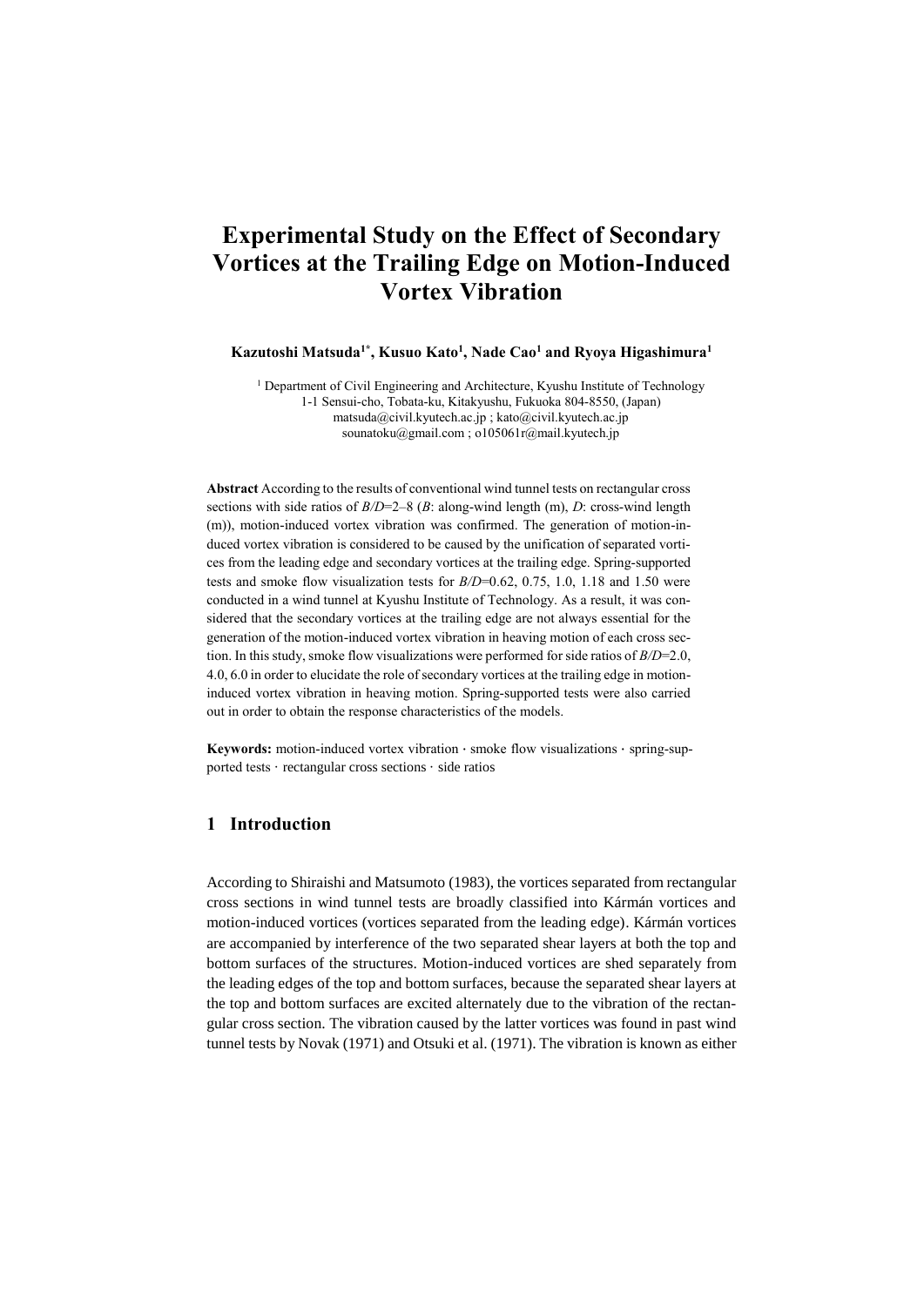# Experimental Study on the Effect of Secondary Vortices at the Trailing Edge on Motion-Induced Vortex Vibration

**Kazutoshi Matsuda[1*], Kusuo Kato[1], Nade Cao[1] and Ryoya Higashimura[1]**

[1] Department of Civil Engineering and Architecture, Kyushu Institute of Technology
1-1 Sensui-cho, Tobata-ku, Kitakyushu, Fukuoka 804-8550, (Japan)
matsuda@civil.kyutech.ac.jp ; kato@civil.kyutech.ac.jp
sounatoku@gmail.com ; o105061r@mail.kyutech.jp

**Abstract** According to the results of conventional wind tunnel tests on rectangular cross sections with side ratios of *B/D*=2–8 (*B*: along-wind length (m), *D*: cross-wind length (m)), motion-induced vortex vibration was confirmed. The generation of motion-induced vortex vibration is considered to be caused by the unification of separated vortices from the leading edge and secondary vortices at the trailing edge. Spring-supported tests and smoke flow visualization tests for *B/D*=0.62, 0.75, 1.0, 1.18 and 1.50 were conducted in a wind tunnel at Kyushu Institute of Technology. As a result, it was considered that the secondary vortices at the trailing edge are not always essential for the generation of the motion-induced vortex vibration in heaving motion of each cross section. In this study, smoke flow visualizations were performed for side ratios of *B/D*=2.0, 4.0, 6.0 in order to elucidate the role of secondary vortices at the trailing edge in motion-induced vortex vibration in heaving motion. Spring-supported tests were also carried out in order to obtain the response characteristics of the models.

**Keywords:** motion-induced vortex vibration · smoke flow visualizations · spring-supported tests · rectangular cross sections · side ratios

## 1 Introduction

According to Shiraishi and Matsumoto (1983), the vortices separated from rectangular cross sections in wind tunnel tests are broadly classified into Kármán vortices and motion-induced vortices (vortices separated from the leading edge). Kármán vortices are accompanied by interference of the two separated shear layers at both the top and bottom surfaces of the structures. Motion-induced vortices are shed separately from the leading edges of the top and bottom surfaces, because the separated shear layers at the top and bottom surfaces are excited alternately due to the vibration of the rectangular cross section. The vibration caused by the latter vortices was found in past wind tunnel tests by Novak (1971) and Otsuki et al. (1971). The vibration is known as either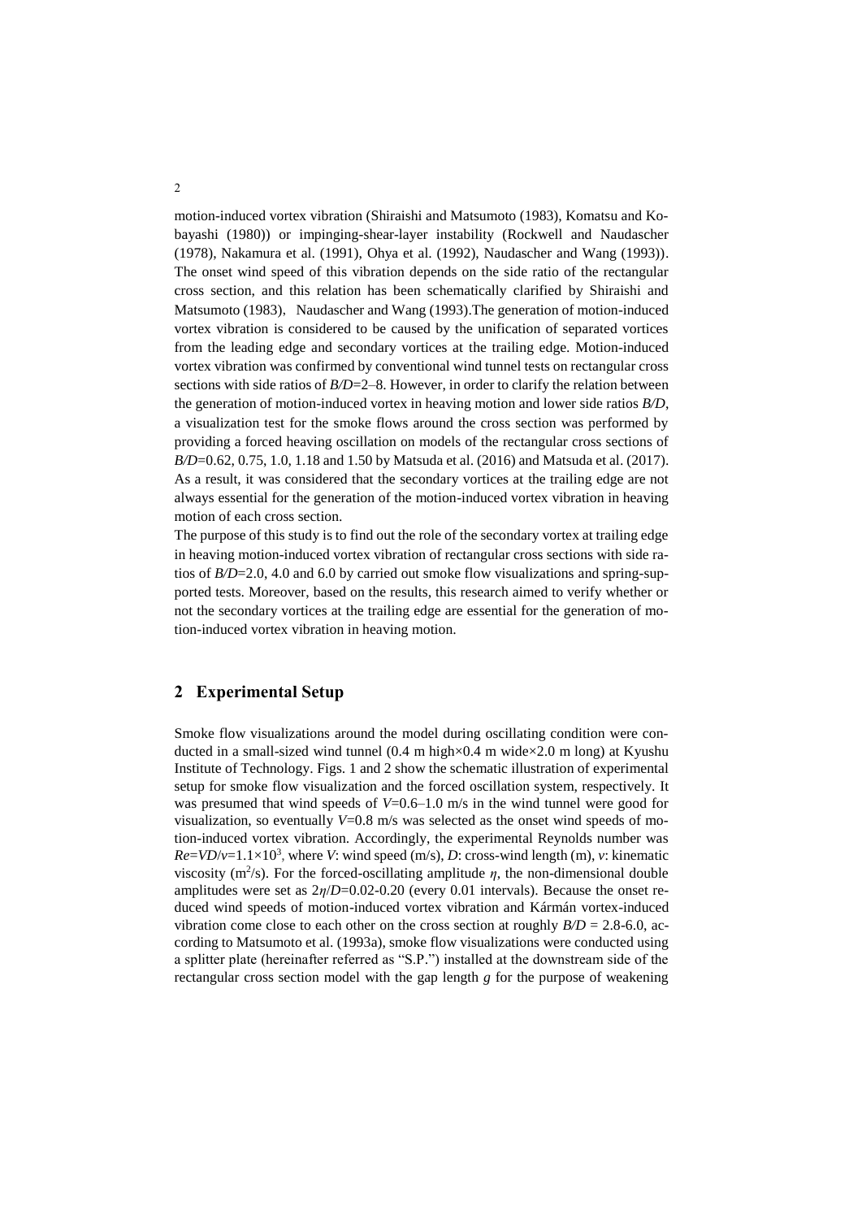motion-induced vortex vibration (Shiraishi and Matsumoto (1983), Komatsu and Kobayashi (1980)) or impinging-shear-layer instability (Rockwell and Naudascher (1978), Nakamura et al. (1991), Ohya et al. (1992), Naudascher and Wang (1993)). The onset wind speed of this vibration depends on the side ratio of the rectangular cross section, and this relation has been schematically clarified by Shiraishi and Matsumoto (1983), Naudascher and Wang (1993).The generation of motion-induced vortex vibration is considered to be caused by the unification of separated vortices from the leading edge and secondary vortices at the trailing edge. Motion-induced vortex vibration was confirmed by conventional wind tunnel tests on rectangular cross sections with side ratios of $B/D$=2–8. However, in order to clarify the relation between the generation of motion-induced vortex in heaving motion and lower side ratios $B/D$, a visualization test for the smoke flows around the cross section was performed by providing a forced heaving oscillation on models of the rectangular cross sections of $B/D$=0.62, 0.75, 1.0, 1.18 and 1.50 by Matsuda et al. (2016) and Matsuda et al. (2017). As a result, it was considered that the secondary vortices at the trailing edge are not always essential for the generation of the motion-induced vortex vibration in heaving motion of each cross section.

The purpose of this study is to find out the role of the secondary vortex at trailing edge in heaving motion-induced vortex vibration of rectangular cross sections with side ratios of $B/D$=2.0, 4.0 and 6.0 by carried out smoke flow visualizations and spring-supported tests. Moreover, based on the results, this research aimed to verify whether or not the secondary vortices at the trailing edge are essential for the generation of motion-induced vortex vibration in heaving motion.

## 2 Experimental Setup

Smoke flow visualizations around the model during oscillating condition were conducted in a small-sized wind tunnel (0.4 m high×0.4 m wide×2.0 m long) at Kyushu Institute of Technology. Figs. 1 and 2 show the schematic illustration of experimental setup for smoke flow visualization and the forced oscillation system, respectively. It was presumed that wind speeds of $V$=0.6–1.0 m/s in the wind tunnel were good for visualization, so eventually $V$=0.8 m/s was selected as the onset wind speeds of motion-induced vortex vibration. Accordingly, the experimental Reynolds number was $Re=VD/\nu=1.1\times10^3$, where $V$: wind speed (m/s), $D$: cross-wind length (m), $\nu$: kinematic viscosity (m$^2$/s). For the forced-oscillating amplitude $\eta$, the non-dimensional double amplitudes were set as $2\eta/D$=0.02-0.20 (every 0.01 intervals). Because the onset reduced wind speeds of motion-induced vortex vibration and Kármán vortex-induced vibration come close to each other on the cross section at roughly $B/D$ = 2.8-6.0, according to Matsumoto et al. (1993a), smoke flow visualizations were conducted using a splitter plate (hereinafter referred as "S.P.") installed at the downstream side of the rectangular cross section model with the gap length $g$ for the purpose of weakening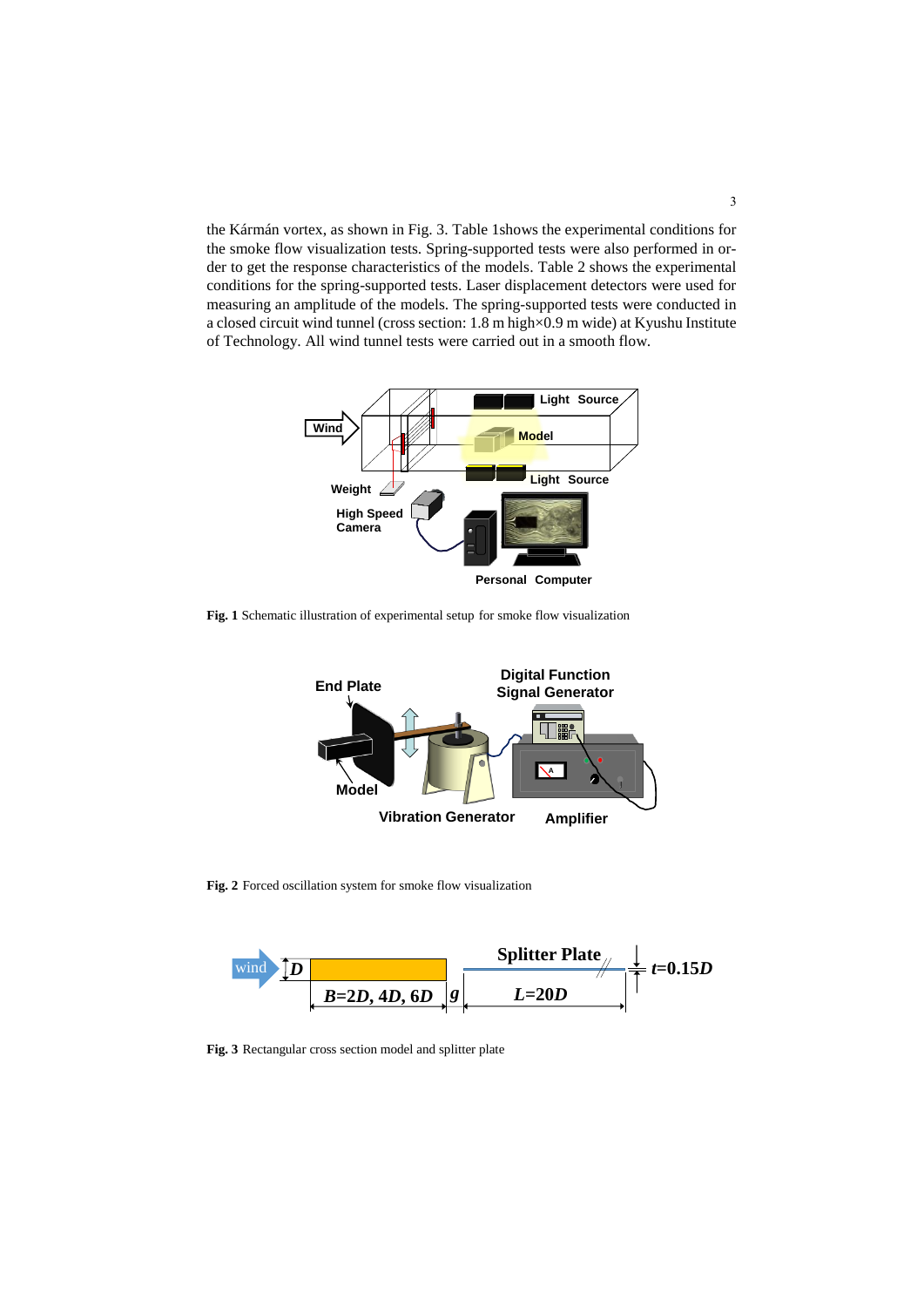the Kármán vortex, as shown in Fig. 3. Table 1shows the experimental conditions for the smoke flow visualization tests. Spring-supported tests were also performed in order to get the response characteristics of the models. Table 2 shows the experimental conditions for the spring-supported tests. Laser displacement detectors were used for measuring an amplitude of the models. The spring-supported tests were conducted in a closed circuit wind tunnel (cross section: 1.8 m high×0.9 m wide) at Kyushu Institute of Technology. All wind tunnel tests were carried out in a smooth flow.

**Fig. 1** Schematic illustration of experimental setup for smoke flow visualization

**Fig. 2** Forced oscillation system for smoke flow visualization

**Fig. 3** Rectangular cross section model and splitter plate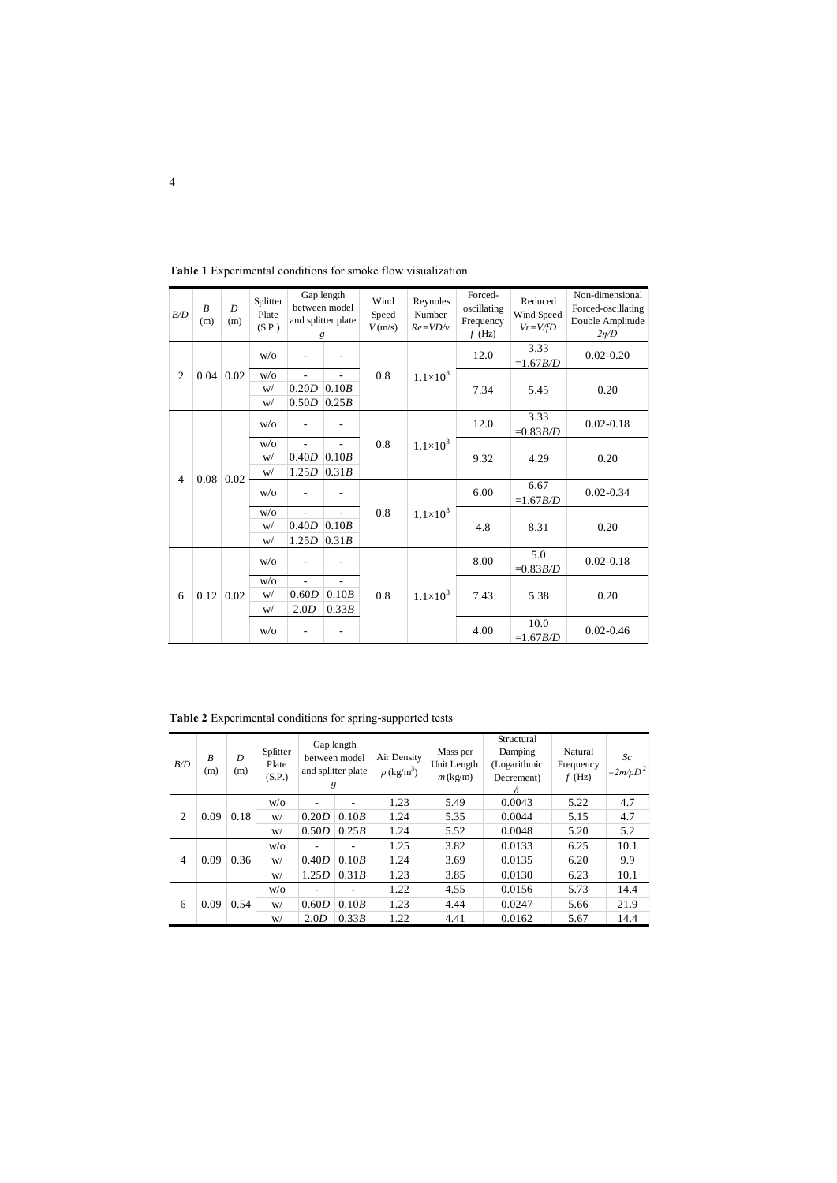**Table 1** Experimental conditions for smoke flow visualization

| $B/D$ | $B$ (m) | $D$ (m) | Splitter Plate (S.P.) | Gap length between model and splitter plate $g$ | | Wind Speed $V$ (m/s) | Reynoles Number $Re=VD/\nu$ | Forced-oscillating Frequency $f$ (Hz) | Reduced Wind Speed $Vr=V/fD$ | Non-dimensional Forced-oscillating Double Amplitude $2\eta/D$ |
|---|---|---|---|---|---|---|---|---|---|---|
| 2 | 0.04 | 0.02 | w/o | - | - | 0.8 | $1.1\times10^3$ | 12.0 | 3.33 $=1.67B/D$ | 0.02-0.20 |
| | | | w/o | - | - | | | 7.34 | 5.45 | 0.20 |
| | | | w/ | $0.20D$ | $0.10B$ | | | | | |
| | | | w/ | $0.50D$ | $0.25B$ | | | | | |
| 4 | 0.08 | 0.02 | w/o | - | - | 0.8 | $1.1\times10^3$ | 12.0 | 3.33 $=0.83B/D$ | 0.02-0.18 |
| | | | w/o | - | - | | | 9.32 | 4.29 | 0.20 |
| | | | w/ | $0.40D$ | $0.10B$ | | | | | |
| | | | w/ | $1.25D$ | $0.31B$ | | | | | |
| | | | w/o | - | - | 0.8 | $1.1\times10^3$ | 6.00 | 6.67 $=1.67B/D$ | 0.02-0.34 |
| | | | w/o | - | - | | | 4.8 | 8.31 | 0.20 |
| | | | w/ | $0.40D$ | $0.10B$ | | | | | |
| | | | w/ | $1.25D$ | $0.31B$ | | | | | |
| 6 | 0.12 | 0.02 | w/o | - | - | 0.8 | $1.1\times10^3$ | 8.00 | 5.0 $=0.83B/D$ | 0.02-0.18 |
| | | | w/o | - | - | | | 7.43 | 5.38 | 0.20 |
| | | | w/ | $0.60D$ | $0.10B$ | | | | | |
| | | | w/ | $2.0D$ | $0.33B$ | | | | | |
| | | | w/o | - | - | | | 4.00 | 10.0 $=1.67B/D$ | 0.02-0.46 |

**Table 2** Experimental conditions for spring-supported tests

| $B/D$ | $B$ (m) | $D$ (m) | Splitter Plate (S.P.) | Gap length between model and splitter plate $g$ | | Air Density $\rho$ (kg/m$^3$) | Mass per Unit Length $m$ (kg/m) | Structural Damping (Logarithmic Decrement) $\delta$ | Natural Frequency $f$ (Hz) | $Sc$ $=2m/\rho D^2$ |
|---|---|---|---|---|---|---|---|---|---|---|
| 2 | 0.09 | 0.18 | w/o | - | - | 1.23 | 5.49 | 0.0043 | 5.22 | 4.7 |
| | | | w/ | $0.20D$ | $0.10B$ | 1.24 | 5.35 | 0.0044 | 5.15 | 4.7 |
| | | | w/ | $0.50D$ | $0.25B$ | 1.24 | 5.52 | 0.0048 | 5.20 | 5.2 |
| 4 | 0.09 | 0.36 | w/o | - | - | 1.25 | 3.82 | 0.0133 | 6.25 | 10.1 |
| | | | w/ | $0.40D$ | $0.10B$ | 1.24 | 3.69 | 0.0135 | 6.20 | 9.9 |
| | | | w/ | $1.25D$ | $0.31B$ | 1.23 | 3.85 | 0.0130 | 6.23 | 10.1 |
| 6 | 0.09 | 0.54 | w/o | - | - | 1.22 | 4.55 | 0.0156 | 5.73 | 14.4 |
| | | | w/ | $0.60D$ | $0.10B$ | 1.23 | 4.44 | 0.0247 | 5.66 | 21.9 |
| | | | w/ | $2.0D$ | $0.33B$ | 1.22 | 4.41 | 0.0162 | 5.67 | 14.4 |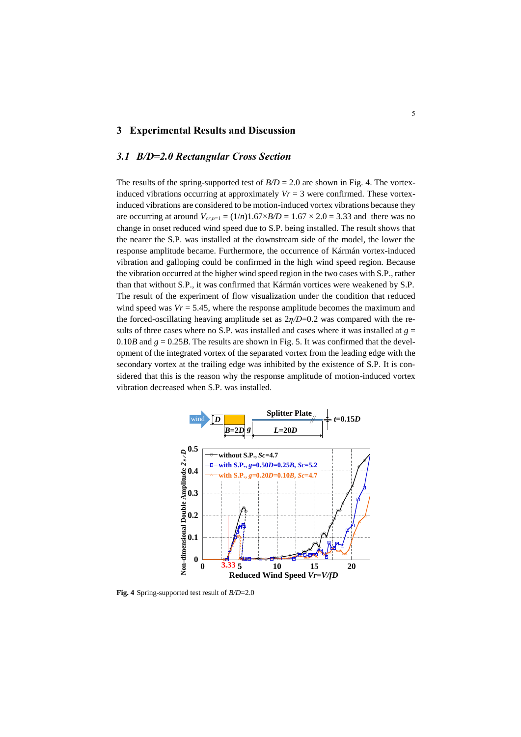## 3 Experimental Results and Discussion

### *3.1 B/D=2.0 Rectangular Cross Section*

The results of the spring-supported test of $B/D$ = 2.0 are shown in Fig. 4. The vortex-induced vibrations occurring at approximately $Vr$ = 3 were confirmed. These vortex-induced vibrations are considered to be motion-induced vortex vibrations because they are occurring at around $V_{cr,n=1} = (1/n)1.67{\times}B/D = 1.67 \times 2.0 = 3.33$ and there was no change in onset reduced wind speed due to S.P. being installed. The result shows that the nearer the S.P. was installed at the downstream side of the model, the lower the response amplitude became. Furthermore, the occurrence of Kármán vortex-induced vibration and galloping could be confirmed in the high wind speed region. Because the vibration occurred at the higher wind speed region in the two cases with S.P., rather than that without S.P., it was confirmed that Kármán vortices were weakened by S.P. The result of the experiment of flow visualization under the condition that reduced wind speed was $Vr$ = 5.45, where the response amplitude becomes the maximum and the forced-oscillating heaving amplitude set as $2\eta/D$=0.2 was compared with the results of three cases where no S.P. was installed and cases where it was installed at $g$ = 0.10$B$ and $g$ = 0.25$B$. The results are shown in Fig. 5. It was confirmed that the development of the integrated vortex of the separated vortex from the leading edge with the secondary vortex at the trailing edge was inhibited by the existence of S.P. It is considered that this is the reason why the response amplitude of motion-induced vortex vibration decreased when S.P. was installed.

**Fig. 4** Spring-supported test result of $B/D$=2.0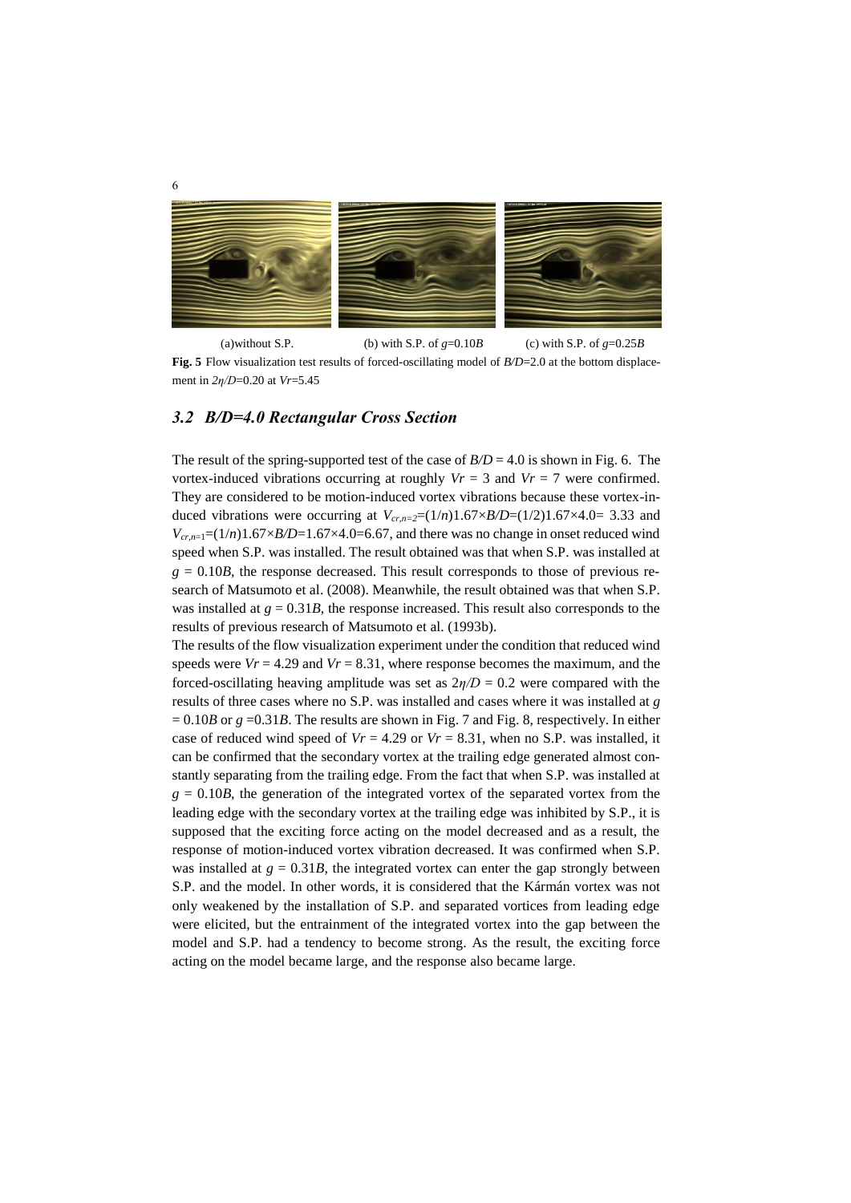(a)without S.P. (b) with S.P. of $g$=0.10$B$ (c) with S.P. of $g$=0.25$B$

**Fig. 5** Flow visualization test results of forced-oscillating model of $B/D$=2.0 at the bottom displacement in $2\eta/D$=0.20 at $Vr$=5.45

### *3.2 B/D=4.0 Rectangular Cross Section*

The result of the spring-supported test of the case of $B/D$ = 4.0 is shown in Fig. 6. The vortex-induced vibrations occurring at roughly $Vr$ = 3 and $Vr$ = 7 were confirmed. They are considered to be motion-induced vortex vibrations because these vortex-induced vibrations were occurring at $V_{cr,n=2}=(1/n)1.67\times B/D=(1/2)1.67\times 4.0=3.33$ and $V_{cr,n=1}=(1/n)1.67\times B/D=1.67\times 4.0=6.67$, and there was no change in onset reduced wind speed when S.P. was installed. The result obtained was that when S.P. was installed at $g$ = 0.10$B$, the response decreased. This result corresponds to those of previous research of Matsumoto et al. (2008). Meanwhile, the result obtained was that when S.P. was installed at $g$ = 0.31$B$, the response increased. This result also corresponds to the results of previous research of Matsumoto et al. (1993b).

The results of the flow visualization experiment under the condition that reduced wind speeds were $Vr$ = 4.29 and $Vr$ = 8.31, where response becomes the maximum, and the forced-oscillating heaving amplitude was set as $2\eta/D$ = 0.2 were compared with the results of three cases where no S.P. was installed and cases where it was installed at $g$ = 0.10$B$ or $g$ =0.31$B$. The results are shown in Fig. 7 and Fig. 8, respectively. In either case of reduced wind speed of $Vr$ = 4.29 or $Vr$ = 8.31, when no S.P. was installed, it can be confirmed that the secondary vortex at the trailing edge generated almost constantly separating from the trailing edge. From the fact that when S.P. was installed at $g$ = 0.10$B$, the generation of the integrated vortex of the separated vortex from the leading edge with the secondary vortex at the trailing edge was inhibited by S.P., it is supposed that the exciting force acting on the model decreased and as a result, the response of motion-induced vortex vibration decreased. It was confirmed when S.P. was installed at $g$ = 0.31$B$, the integrated vortex can enter the gap strongly between S.P. and the model. In other words, it is considered that the Kármán vortex was not only weakened by the installation of S.P. and separated vortices from leading edge were elicited, but the entrainment of the integrated vortex into the gap between the model and S.P. had a tendency to become strong. As the result, the exciting force acting on the model became large, and the response also became large.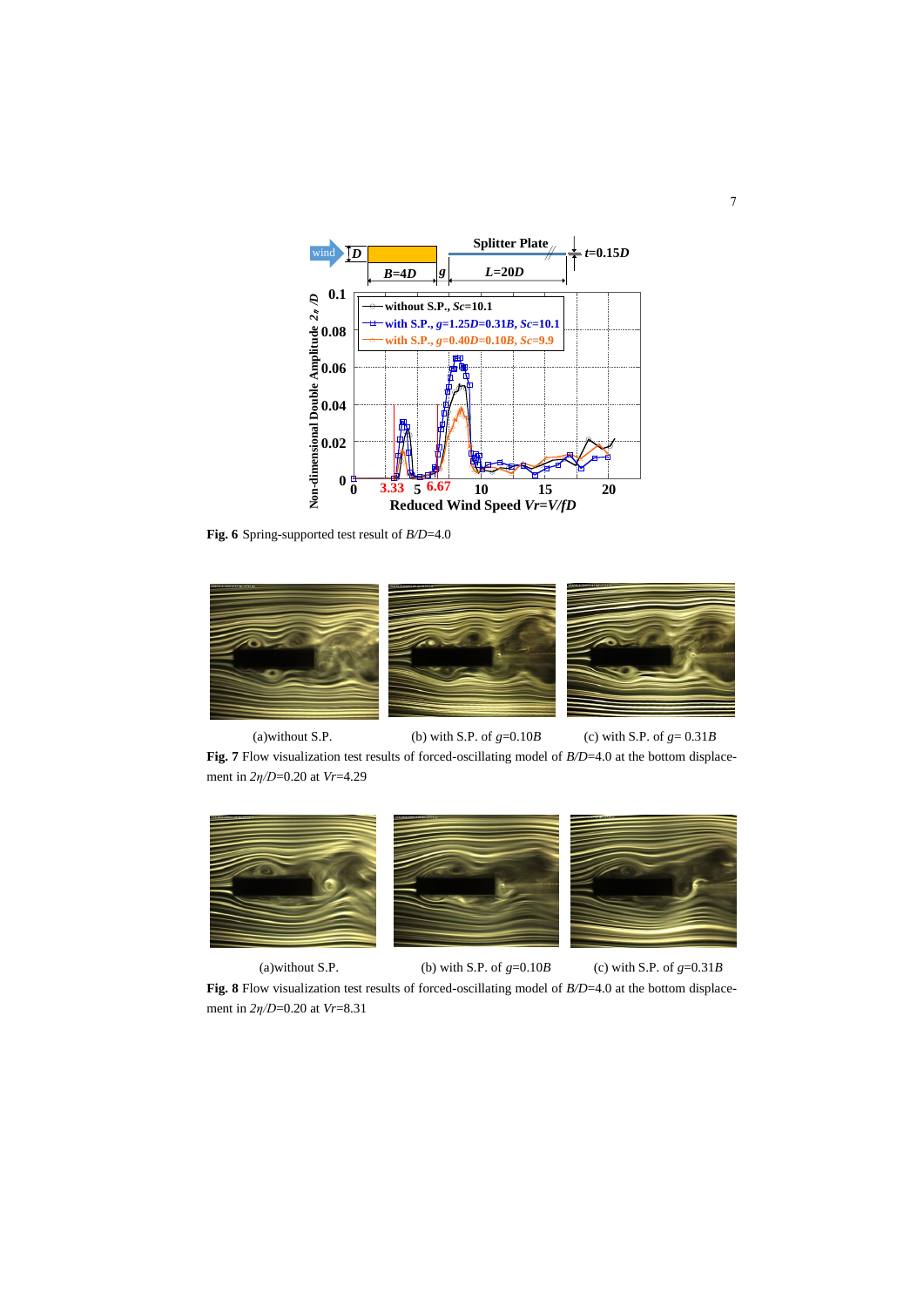**Fig. 6** Spring-supported test result of $B/D$=4.0

(a)without S.P. (b) with S.P. of $g$=0.10$B$ (c) with S.P. of $g$= 0.31$B$

**Fig. 7** Flow visualization test results of forced-oscillating model of $B/D$=4.0 at the bottom displacement in $2\eta/D$=0.20 at $Vr$=4.29

(a)without S.P. (b) with S.P. of $g$=0.10$B$ (c) with S.P. of $g$=0.31$B$

**Fig. 8** Flow visualization test results of forced-oscillating model of $B/D$=4.0 at the bottom displacement in $2\eta/D$=0.20 at $Vr$=8.31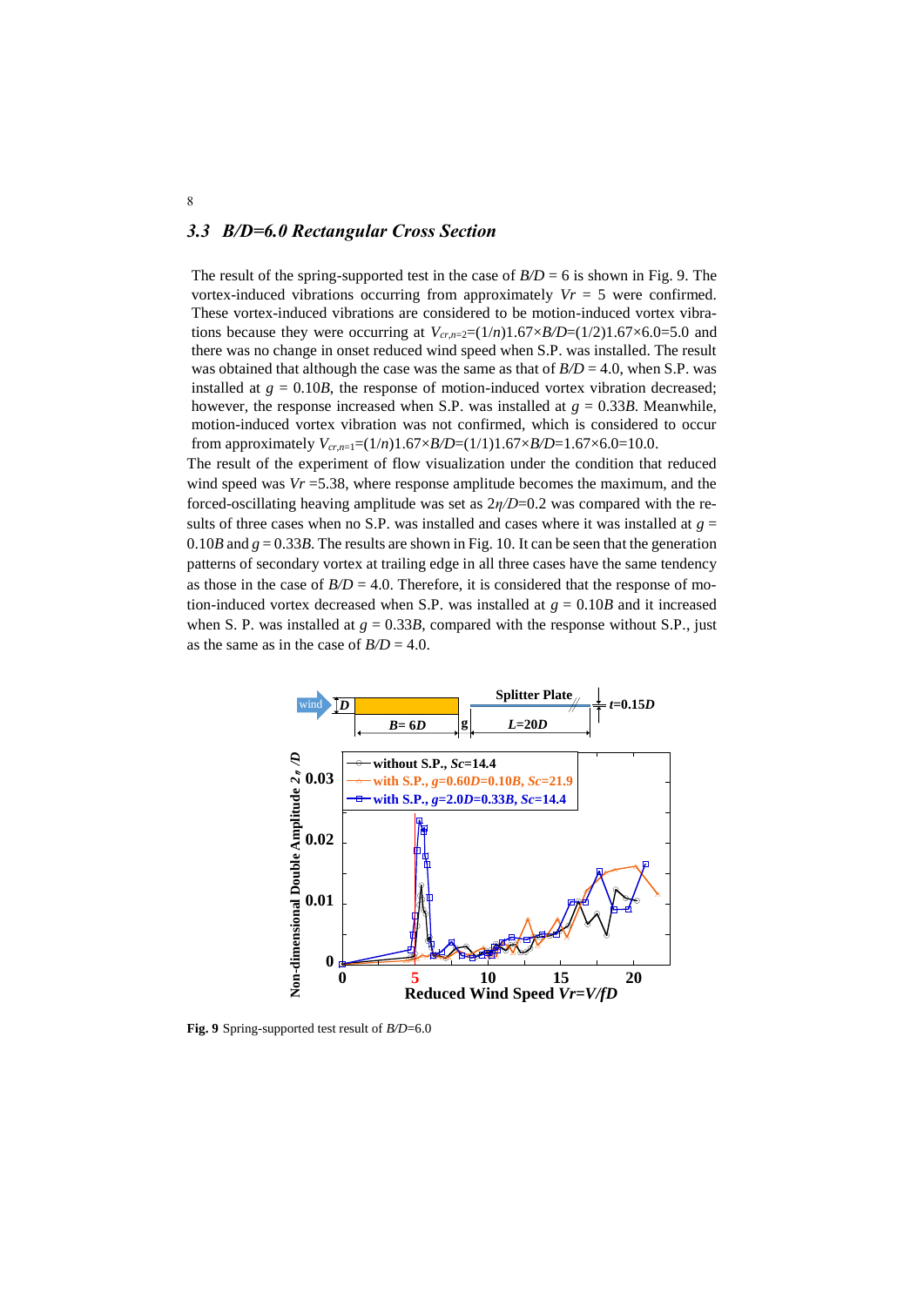### 3.3 B/D=6.0 Rectangular Cross Section

The result of the spring-supported test in the case of $B/D$ = 6 is shown in Fig. 9. The vortex-induced vibrations occurring from approximately $Vr$ = 5 were confirmed. These vortex-induced vibrations are considered to be motion-induced vortex vibrations because they were occurring at $V_{cr,n=2}$=(1/$n$)1.67×$B/D$=(1/2)1.67×6.0=5.0 and there was no change in onset reduced wind speed when S.P. was installed. The result was obtained that although the case was the same as that of $B/D$ = 4.0, when S.P. was installed at $g$ = 0.10$B$, the response of motion-induced vortex vibration decreased; however, the response increased when S.P. was installed at $g$ = 0.33$B$. Meanwhile, motion-induced vortex vibration was not confirmed, which is considered to occur from approximately $V_{cr,n=1}$=(1/$n$)1.67×$B/D$=(1/1)1.67×$B/D$=1.67×6.0=10.0.

The result of the experiment of flow visualization under the condition that reduced wind speed was $Vr$ =5.38, where response amplitude becomes the maximum, and the forced-oscillating heaving amplitude was set as $2\eta/D$=0.2 was compared with the results of three cases when no S.P. was installed and cases where it was installed at $g$ = 0.10$B$ and $g$ = 0.33$B$. The results are shown in Fig. 10. It can be seen that the generation patterns of secondary vortex at trailing edge in all three cases have the same tendency as those in the case of $B/D$ = 4.0. Therefore, it is considered that the response of motion-induced vortex decreased when S.P. was installed at $g$ = 0.10$B$ and it increased when S. P. was installed at $g$ = 0.33$B$, compared with the response without S.P., just as the same as in the case of $B/D$ = 4.0.

**Fig. 9** Spring-supported test result of $B/D$=6.0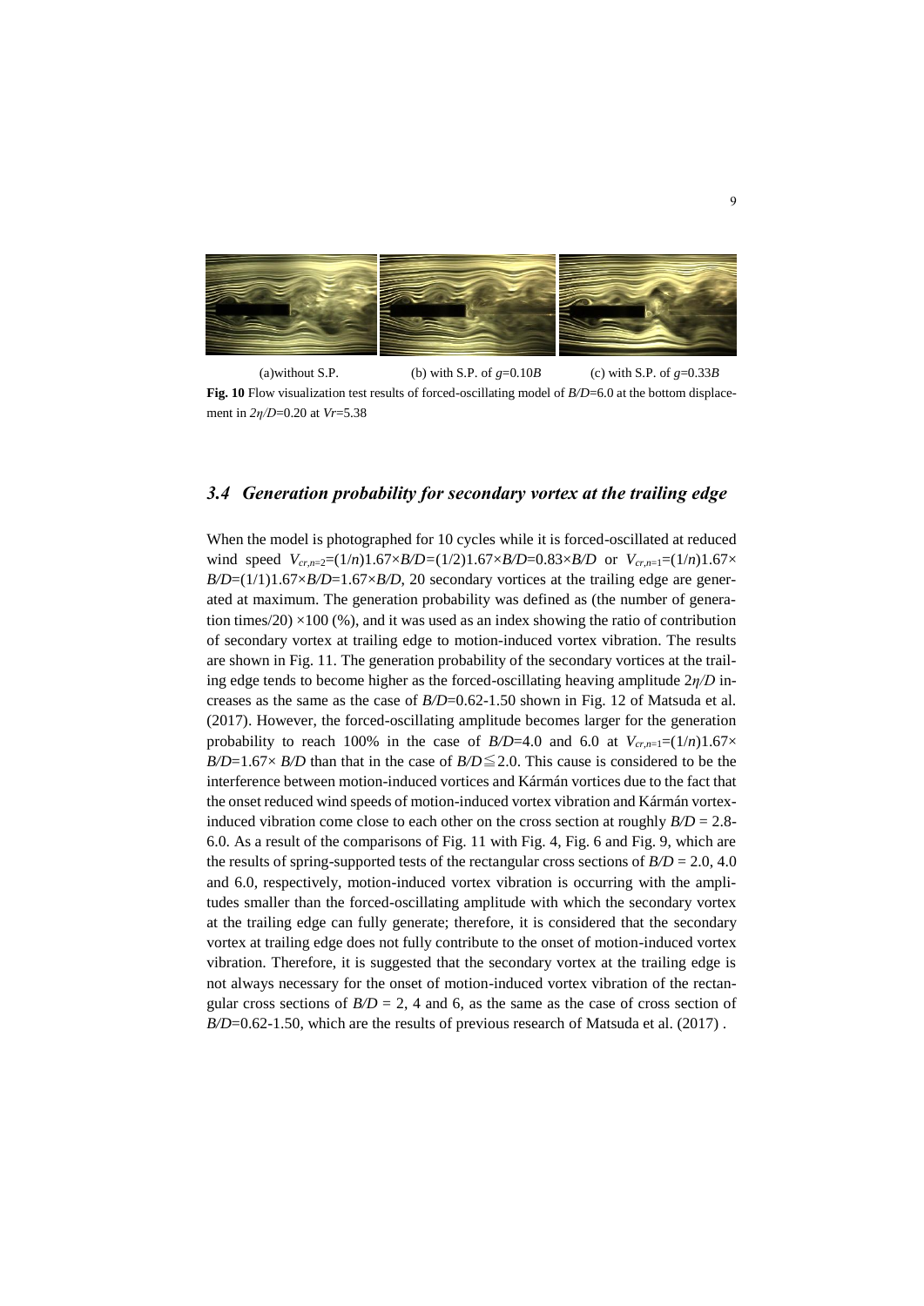(a)without S.P. (b) with S.P. of $g$=0.10$B$ (c) with S.P. of $g$=0.33$B$

**Fig. 10** Flow visualization test results of forced-oscillating model of $B/D$=6.0 at the bottom displacement in $2\eta/D$=0.20 at $Vr$=5.38

### *3.4 Generation probability for secondary vortex at the trailing edge*

When the model is photographed for 10 cycles while it is forced-oscillated at reduced wind speed $V_{cr,n=2}=(1/n)1.67\times B/D=(1/2)1.67\times B/D=0.83\times B/D$ or $V_{cr,n=1}=(1/n)1.67\times B/D=(1/1)1.67\times B/D=1.67\times B/D$, 20 secondary vortices at the trailing edge are generated at maximum. The generation probability was defined as (the number of generation times/20) $\times$100 (%), and it was used as an index showing the ratio of contribution of secondary vortex at trailing edge to motion-induced vortex vibration. The results are shown in Fig. 11. The generation probability of the secondary vortices at the trailing edge tends to become higher as the forced-oscillating heaving amplitude $2\eta/D$ increases as the same as the case of $B/D$=0.62-1.50 shown in Fig. 12 of Matsuda et al. (2017). However, the forced-oscillating amplitude becomes larger for the generation probability to reach 100% in the case of $B/D$=4.0 and 6.0 at $V_{cr,n=1}=(1/n)1.67\times B/D=1.67\times B/D$ than that in the case of $B/D\leqq 2.0$. This cause is considered to be the interference between motion-induced vortices and Kármán vortices due to the fact that the onset reduced wind speeds of motion-induced vortex vibration and Kármán vortex-induced vibration come close to each other on the cross section at roughly $B/D$ = 2.8-6.0. As a result of the comparisons of Fig. 11 with Fig. 4, Fig. 6 and Fig. 9, which are the results of spring-supported tests of the rectangular cross sections of $B/D$ = 2.0, 4.0 and 6.0, respectively, motion-induced vortex vibration is occurring with the amplitudes smaller than the forced-oscillating amplitude with which the secondary vortex at the trailing edge can fully generate; therefore, it is considered that the secondary vortex at trailing edge does not fully contribute to the onset of motion-induced vortex vibration. Therefore, it is suggested that the secondary vortex at the trailing edge is not always necessary for the onset of motion-induced vortex vibration of the rectangular cross sections of $B/D$ = 2, 4 and 6, as the same as the case of cross section of $B/D$=0.62-1.50, which are the results of previous research of Matsuda et al. (2017) .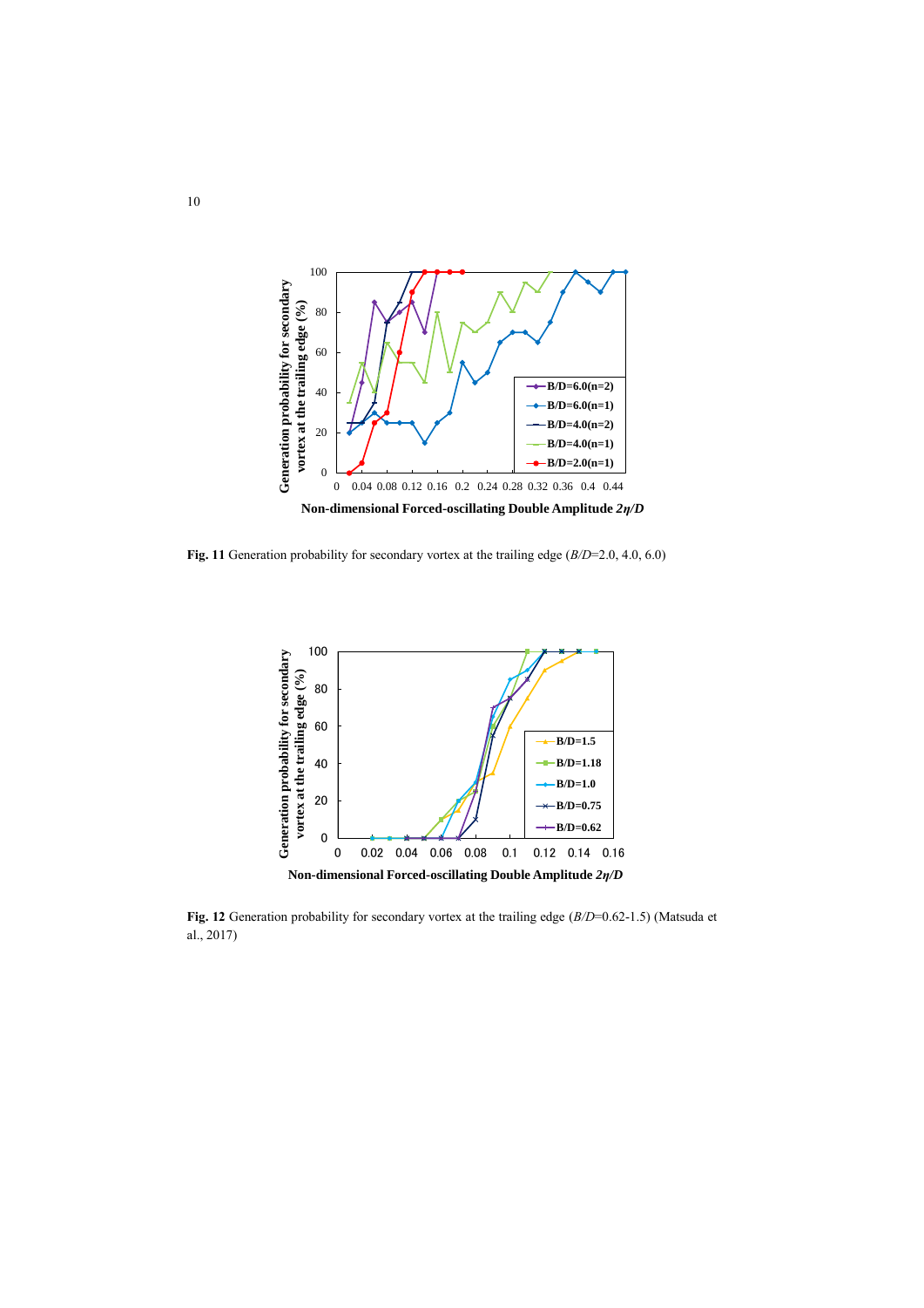**Fig. 11** Generation probability for secondary vortex at the trailing edge (*B/D*=2.0, 4.0, 6.0)

**Fig. 12** Generation probability for secondary vortex at the trailing edge (*B/D*=0.62-1.5) (Matsuda et al., 2017)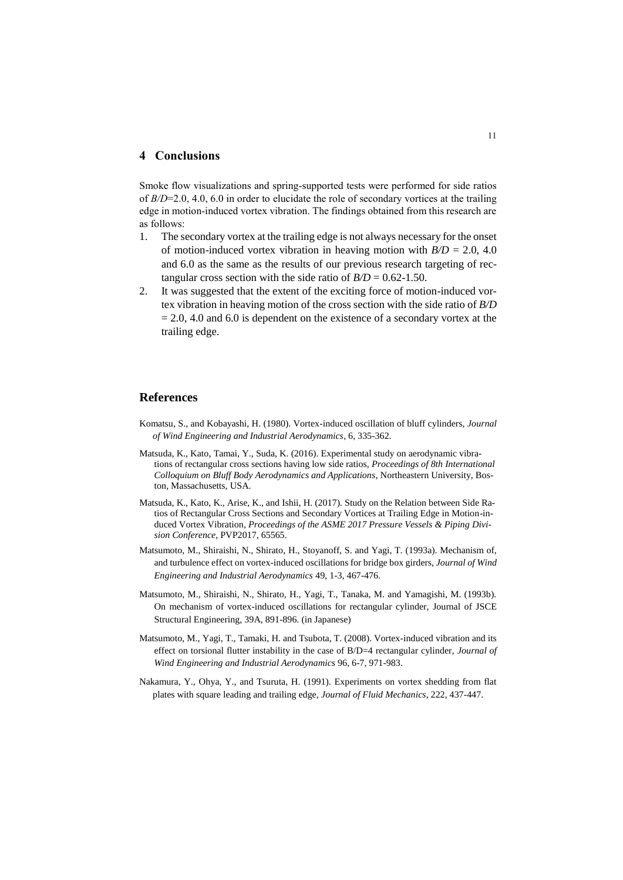## 4 Conclusions

Smoke flow visualizations and spring-supported tests were performed for side ratios of $B/D$=2.0, 4.0, 6.0 in order to elucidate the role of secondary vortices at the trailing edge in motion-induced vortex vibration. The findings obtained from this research are as follows:

1. The secondary vortex at the trailing edge is not always necessary for the onset of motion-induced vortex vibration in heaving motion with $B/D$ = 2.0, 4.0 and 6.0 as the same as the results of our previous research targeting of rectangular cross section with the side ratio of $B/D$ = 0.62-1.50.
2. It was suggested that the extent of the exciting force of motion-induced vortex vibration in heaving motion of the cross section with the side ratio of $B/D$ = 2.0, 4.0 and 6.0 is dependent on the existence of a secondary vortex at the trailing edge.

## References

Komatsu, S., and Kobayashi, H. (1980). Vortex-induced oscillation of bluff cylinders, *Journal of Wind Engineering and Industrial Aerodynamics*, 6, 335-362.

Matsuda, K., Kato, Tamai, Y., Suda, K. (2016). Experimental study on aerodynamic vibrations of rectangular cross sections having low side ratios, *Proceedings of 8th International Colloquium on Bluff Body Aerodynamics and Applications*, Northeastern University, Boston, Massachusetts, USA.

Matsuda, K., Kato, K., Arise, K., and Ishii, H. (2017). Study on the Relation between Side Ratios of Rectangular Cross Sections and Secondary Vortices at Trailing Edge in Motion-induced Vortex Vibration, *Proceedings of the ASME 2017 Pressure Vessels & Piping Division Conference*, PVP2017, 65565.

Matsumoto, M., Shiraishi, N., Shirato, H., Stoyanoff, S. and Yagi, T. (1993a). Mechanism of, and turbulence effect on vortex-induced oscillations for bridge box girders, *Journal of Wind Engineering and Industrial Aerodynamics* 49, 1-3, 467-476.

Matsumoto, M., Shiraishi, N., Shirato, H., Yagi, T., Tanaka, M. and Yamagishi, M. (1993b). On mechanism of vortex-induced oscillations for rectangular cylinder, Journal of JSCE Structural Engineering, 39A, 891-896. (in Japanese)

Matsumoto, M., Yagi, T., Tamaki, H. and Tsubota, T. (2008). Vortex-induced vibration and its effect on torsional flutter instability in the case of B/D=4 rectangular cylinder, *Journal of Wind Engineering and Industrial Aerodynamics* 96, 6-7, 971-983.

Nakamura, Y., Ohya, Y., and Tsuruta, H. (1991). Experiments on vortex shedding from flat plates with square leading and trailing edge, *Journal of Fluid Mechanics*, 222, 437-447.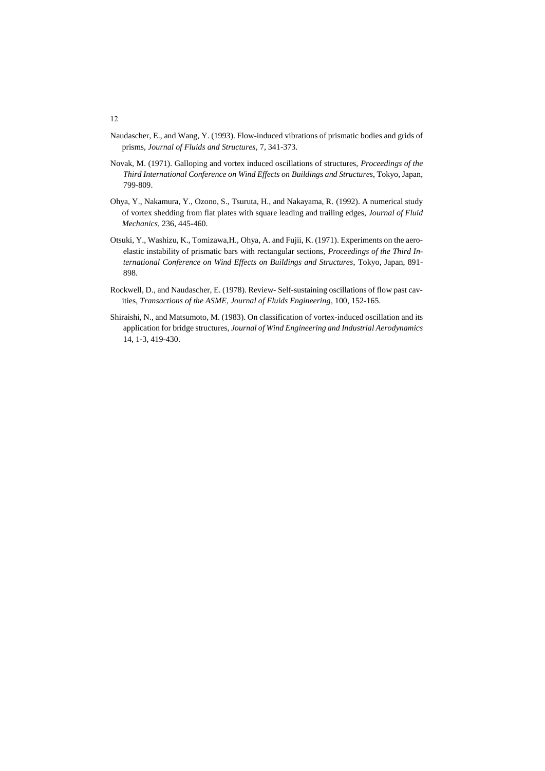Naudascher, E., and Wang, Y. (1993). Flow-induced vibrations of prismatic bodies and grids of prisms, *Journal of Fluids and Structures*, 7, 341-373.

Novak, M. (1971). Galloping and vortex induced oscillations of structures, *Proceedings of the Third International Conference on Wind Effects on Buildings and Structures*, Tokyo, Japan, 799-809.

Ohya, Y., Nakamura, Y., Ozono, S., Tsuruta, H., and Nakayama, R. (1992). A numerical study of vortex shedding from flat plates with square leading and trailing edges, *Journal of Fluid Mechanics*, 236, 445-460.

Otsuki, Y., Washizu, K., Tomizawa,H., Ohya, A. and Fujii, K. (1971). Experiments on the aeroelastic instability of prismatic bars with rectangular sections, *Proceedings of the Third International Conference on Wind Effects on Buildings and Structures*, Tokyo, Japan, 891-898.

Rockwell, D., and Naudascher, E. (1978). Review- Self-sustaining oscillations of flow past cavities, *Transactions of the ASME, Journal of Fluids Engineering*, 100, 152-165.

Shiraishi, N., and Matsumoto, M. (1983). On classification of vortex-induced oscillation and its application for bridge structures, *Journal of Wind Engineering and Industrial Aerodynamics* 14, 1-3, 419-430.